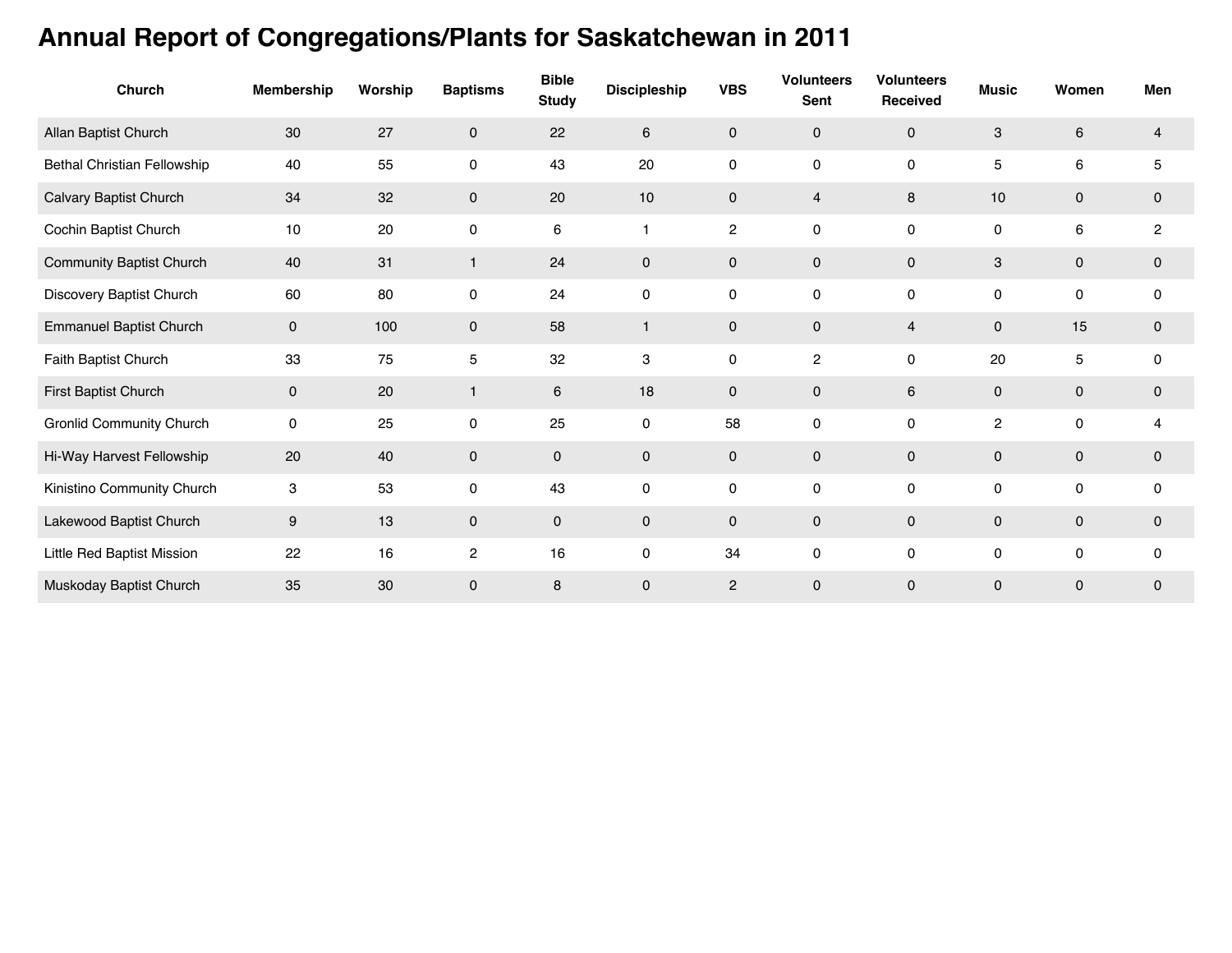# Annual Report of Congregations/Plants for Saskatchewan in 2011

| Church | Membership | Worship | Baptisms | Bible Study | Discipleship | VBS | Volunteers Sent | Volunteers Received | Music | Women | Men |
|---|---|---|---|---|---|---|---|---|---|---|---|
| Allan Baptist Church | 30 | 27 | 0 | 22 | 6 | 0 | 0 | 0 | 3 | 6 | 4 |
| Bethal Christian Fellowship | 40 | 55 | 0 | 43 | 20 | 0 | 0 | 0 | 5 | 6 | 5 |
| Calvary Baptist Church | 34 | 32 | 0 | 20 | 10 | 0 | 4 | 8 | 10 | 0 | 0 |
| Cochin Baptist Church | 10 | 20 | 0 | 6 | 1 | 2 | 0 | 0 | 0 | 6 | 2 |
| Community Baptist Church | 40 | 31 | 1 | 24 | 0 | 0 | 0 | 0 | 3 | 0 | 0 |
| Discovery Baptist Church | 60 | 80 | 0 | 24 | 0 | 0 | 0 | 0 | 0 | 0 | 0 |
| Emmanuel Baptist Church | 0 | 100 | 0 | 58 | 1 | 0 | 0 | 4 | 0 | 15 | 0 |
| Faith Baptist Church | 33 | 75 | 5 | 32 | 3 | 0 | 2 | 0 | 20 | 5 | 0 |
| First Baptist Church | 0 | 20 | 1 | 6 | 18 | 0 | 0 | 6 | 0 | 0 | 0 |
| Gronlid Community Church | 0 | 25 | 0 | 25 | 0 | 58 | 0 | 0 | 2 | 0 | 4 |
| Hi-Way Harvest Fellowship | 20 | 40 | 0 | 0 | 0 | 0 | 0 | 0 | 0 | 0 | 0 |
| Kinistino Community Church | 3 | 53 | 0 | 43 | 0 | 0 | 0 | 0 | 0 | 0 | 0 |
| Lakewood Baptist Church | 9 | 13 | 0 | 0 | 0 | 0 | 0 | 0 | 0 | 0 | 0 |
| Little Red Baptist Mission | 22 | 16 | 2 | 16 | 0 | 34 | 0 | 0 | 0 | 0 | 0 |
| Muskoday Baptist Church | 35 | 30 | 0 | 8 | 0 | 2 | 0 | 0 | 0 | 0 | 0 |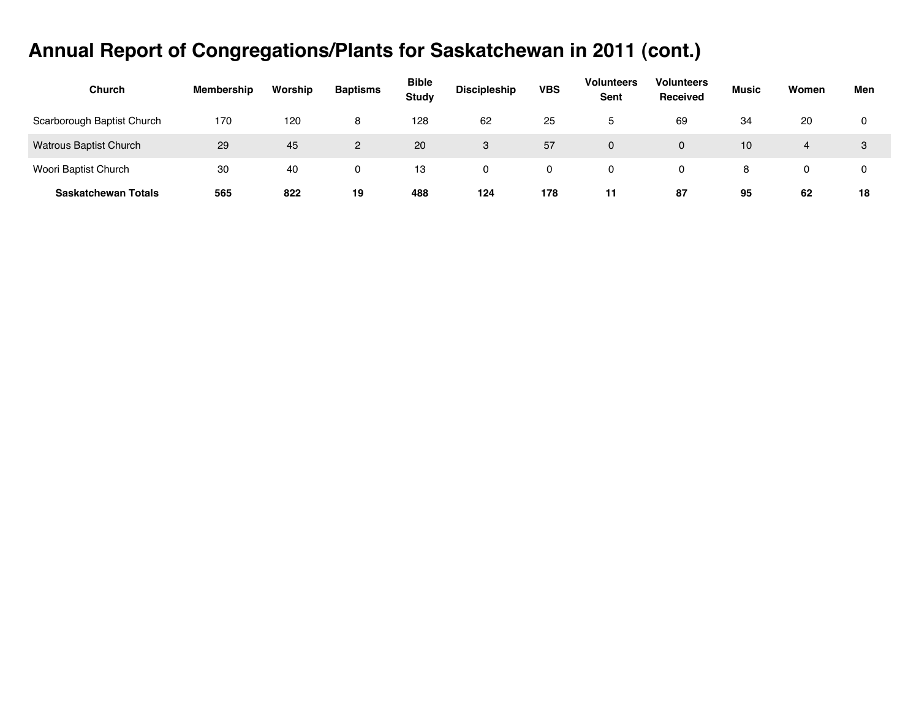# Annual Report of Congregations/Plants for Saskatchewan in 2011 (cont.)

| Church | Membership | Worship | Baptisms | Bible Study | Discipleship | VBS | Volunteers Sent | Volunteers Received | Music | Women | Men |
|---|---|---|---|---|---|---|---|---|---|---|---|
| Scarborough Baptist Church | 170 | 120 | 8 | 128 | 62 | 25 | 5 | 69 | 34 | 20 | 0 |
| Watrous Baptist Church | 29 | 45 | 2 | 20 | 3 | 57 | 0 | 0 | 10 | 4 | 3 |
| Woori Baptist Church | 30 | 40 | 0 | 13 | 0 | 0 | 0 | 0 | 8 | 0 | 0 |
| **Saskatchewan Totals** | **565** | **822** | **19** | **488** | **124** | **178** | **11** | **87** | **95** | **62** | **18** |